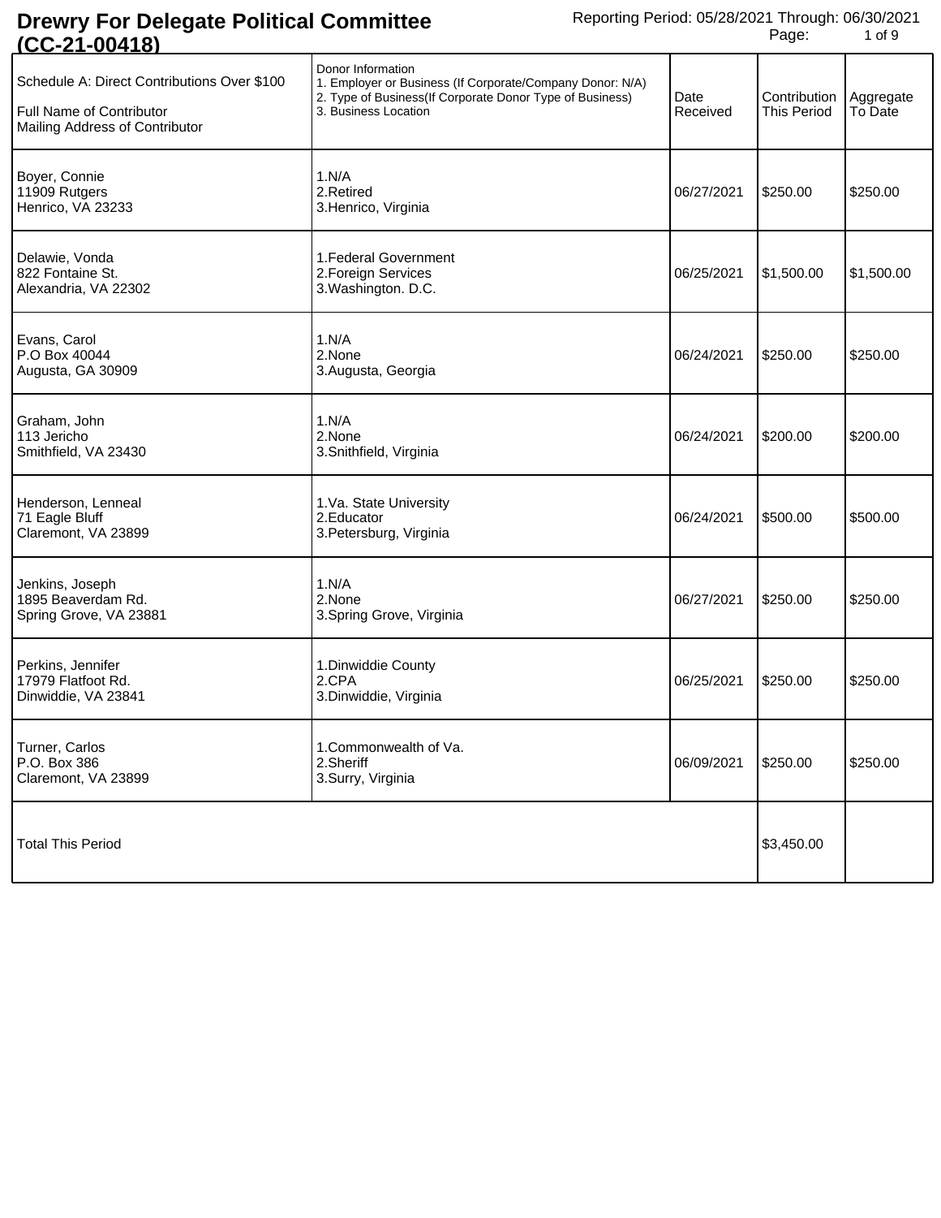# Drewry For Delegate Political Committee (CC-21-00418)

Reporting Period: 05/28/2021 Through: 06/30/2021

| Schedule A: Direct Contributions Over $100<br><br>Full Name of Contributor<br>Mailing Address of Contributor | Donor Information<br>1. Employer or Business (If Corporate/Company Donor: N/A)<br>2. Type of Business(If Corporate Donor Type of Business)<br>3. Business Location | Date Received | Contribution This Period | Aggregate To Date |
|---|---|---|---|---|
| Boyer, Connie<br>11909 Rutgers<br>Henrico, VA 23233 | 1.N/A<br>2.Retired<br>3.Henrico, Virginia | 06/27/2021 | $250.00 | $250.00 |
| Delawie, Vonda<br>822 Fontaine St.<br>Alexandria, VA 22302 | 1.Federal Government<br>2.Foreign Services<br>3.Washington. D.C. | 06/25/2021 | $1,500.00 | $1,500.00 |
| Evans, Carol<br>P.O Box 40044<br>Augusta, GA 30909 | 1.N/A<br>2.None<br>3.Augusta, Georgia | 06/24/2021 | $250.00 | $250.00 |
| Graham, John<br>113 Jericho<br>Smithfield, VA 23430 | 1.N/A<br>2.None<br>3.Snithfield, Virginia | 06/24/2021 | $200.00 | $200.00 |
| Henderson, Lenneal<br>71 Eagle Bluff<br>Claremont, VA 23899 | 1.Va. State University<br>2.Educator<br>3.Petersburg, Virginia | 06/24/2021 | $500.00 | $500.00 |
| Jenkins, Joseph<br>1895 Beaverdam Rd.<br>Spring Grove, VA 23881 | 1.N/A<br>2.None<br>3.Spring Grove, Virginia | 06/27/2021 | $250.00 | $250.00 |
| Perkins, Jennifer<br>17979 Flatfoot Rd.<br>Dinwiddie, VA 23841 | 1.Dinwiddie County<br>2.CPA<br>3.Dinwiddie, Virginia | 06/25/2021 | $250.00 | $250.00 |
| Turner, Carlos<br>P.O. Box 386<br>Claremont, VA 23899 | 1.Commonwealth of Va.<br>2.Sheriff<br>3.Surry, Virginia | 06/09/2021 | $250.00 | $250.00 |
| Total This Period | | | $3,450.00 | |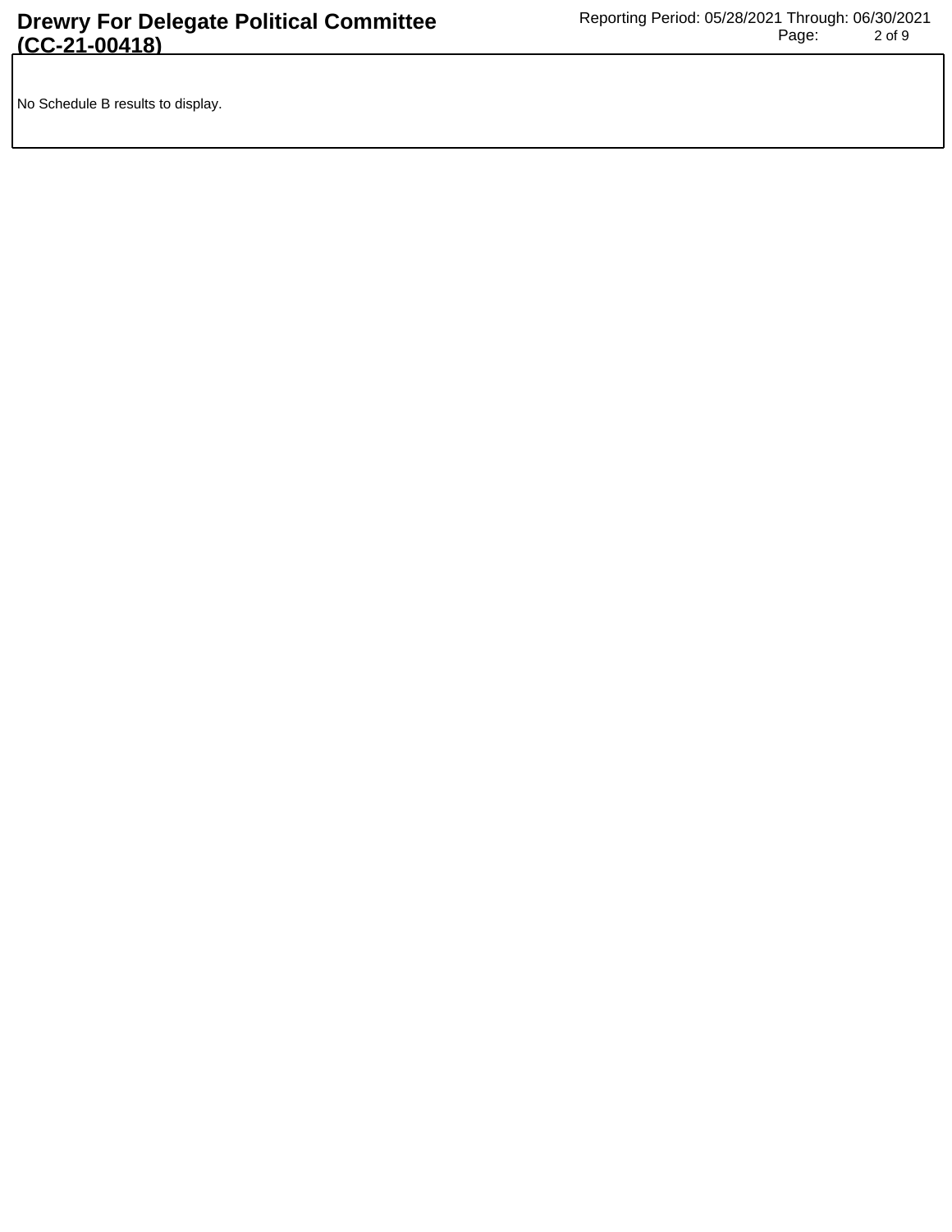No Schedule B results to display.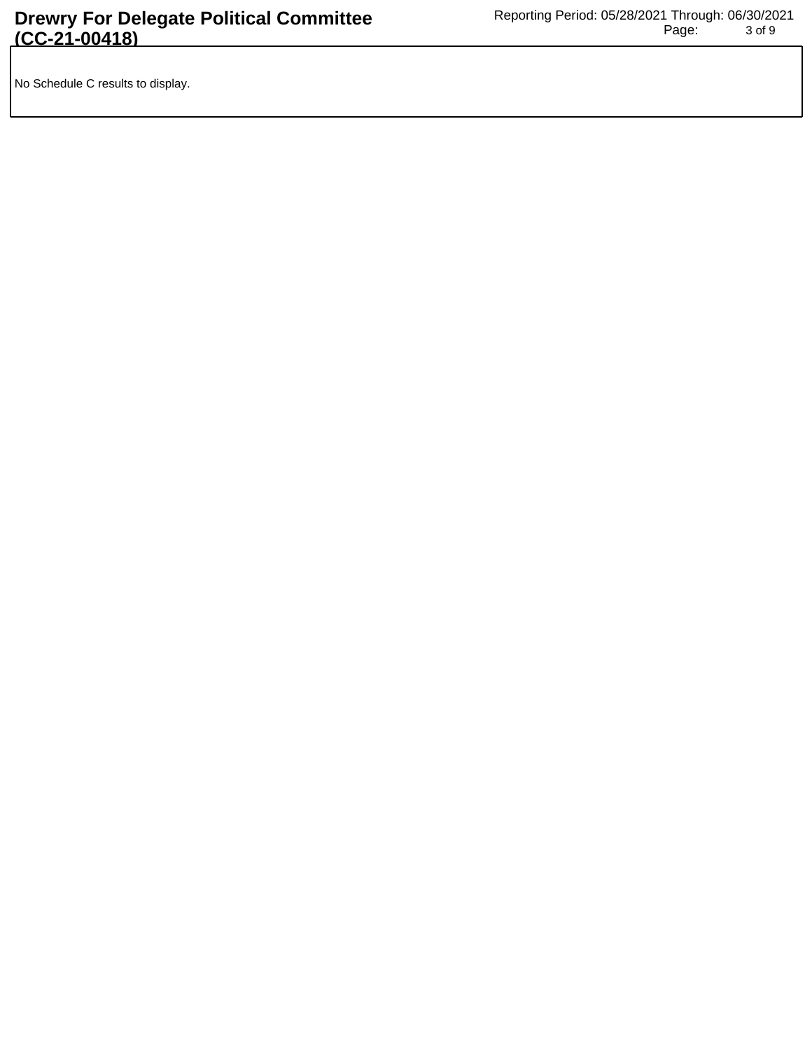No Schedule C results to display.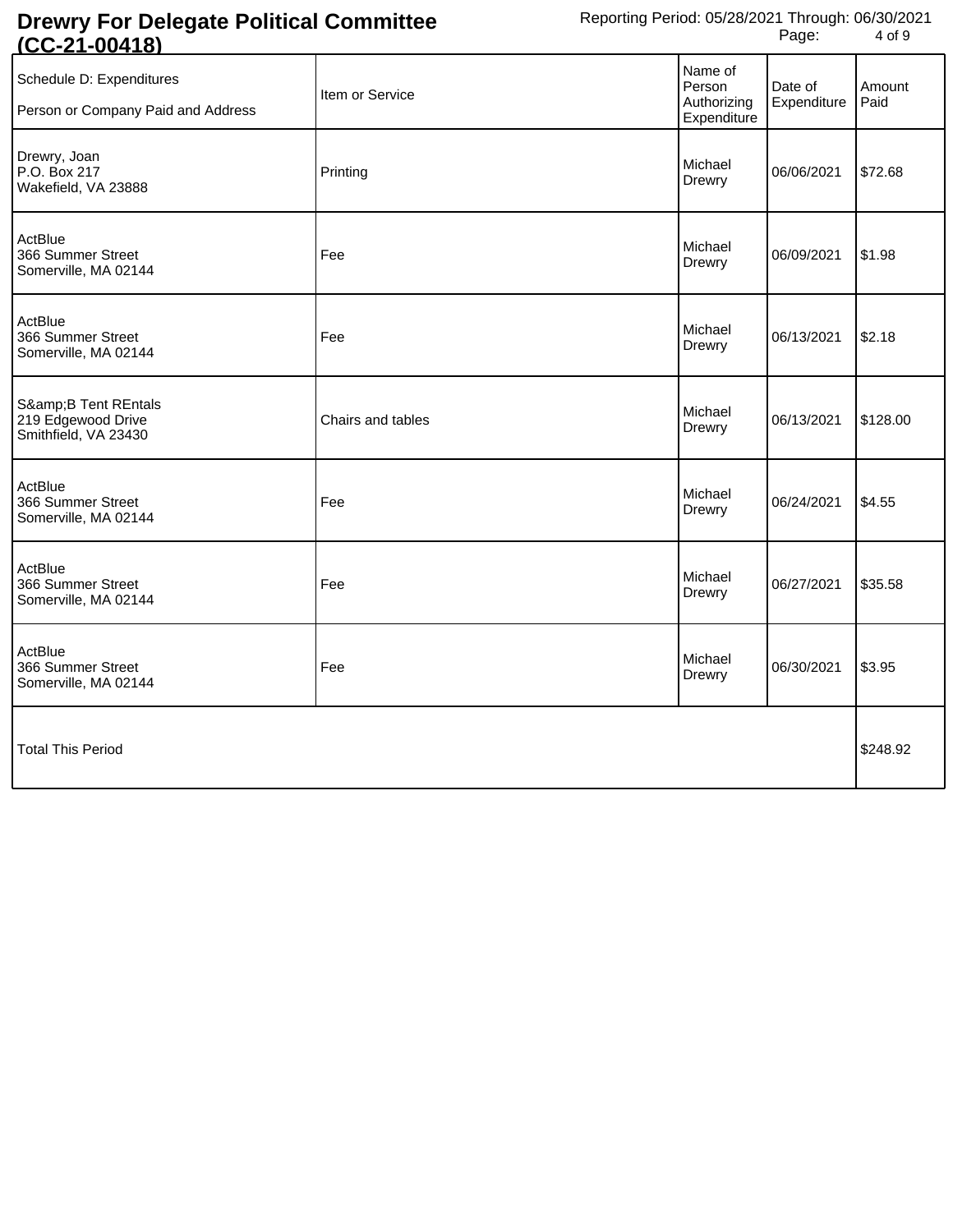# Drewry For Delegate Political Committee (CC-21-00418)

Reporting Period: 05/28/2021 Through: 06/30/2021

| Schedule D: Expenditures<br>Person or Company Paid and Address | Item or Service | Name of Person Authorizing Expenditure | Date of Expenditure | Amount Paid |
|---|---|---|---|---|
| Drewry, Joan<br>P.O. Box 217<br>Wakefield, VA 23888 | Printing | Michael Drewry | 06/06/2021 | $72.68 |
| ActBlue<br>366 Summer Street<br>Somerville, MA 02144 | Fee | Michael Drewry | 06/09/2021 | $1.98 |
| ActBlue<br>366 Summer Street<br>Somerville, MA 02144 | Fee | Michael Drewry | 06/13/2021 | $2.18 |
| S&amp;B Tent REntals<br>219 Edgewood Drive<br>Smithfield, VA 23430 | Chairs and tables | Michael Drewry | 06/13/2021 | $128.00 |
| ActBlue<br>366 Summer Street<br>Somerville, MA 02144 | Fee | Michael Drewry | 06/24/2021 | $4.55 |
| ActBlue<br>366 Summer Street<br>Somerville, MA 02144 | Fee | Michael Drewry | 06/27/2021 | $35.58 |
| ActBlue<br>366 Summer Street<br>Somerville, MA 02144 | Fee | Michael Drewry | 06/30/2021 | $3.95 |
| Total This Period | | | | $248.92 |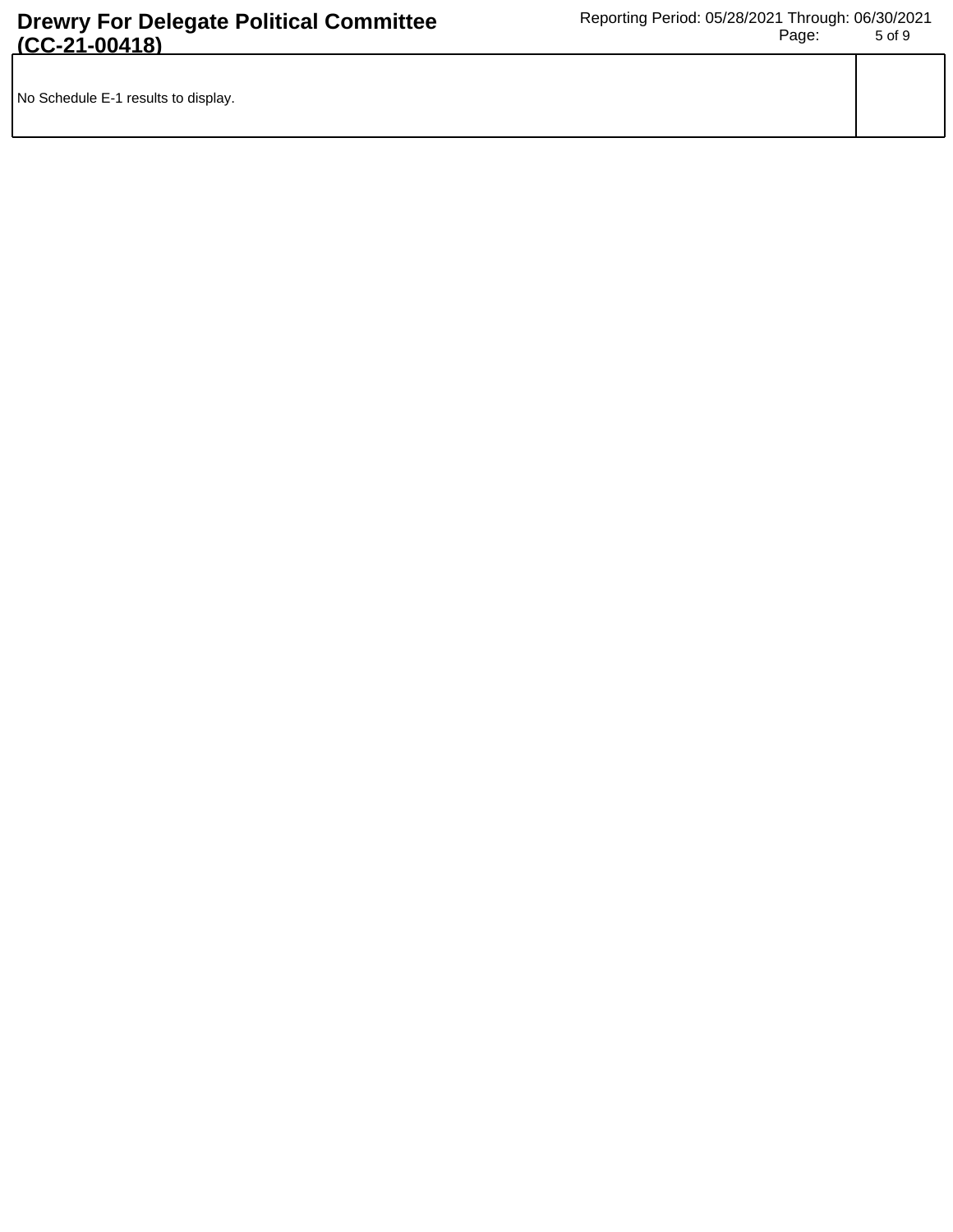| No Schedule E-1 results to display. | |
| --- | --- |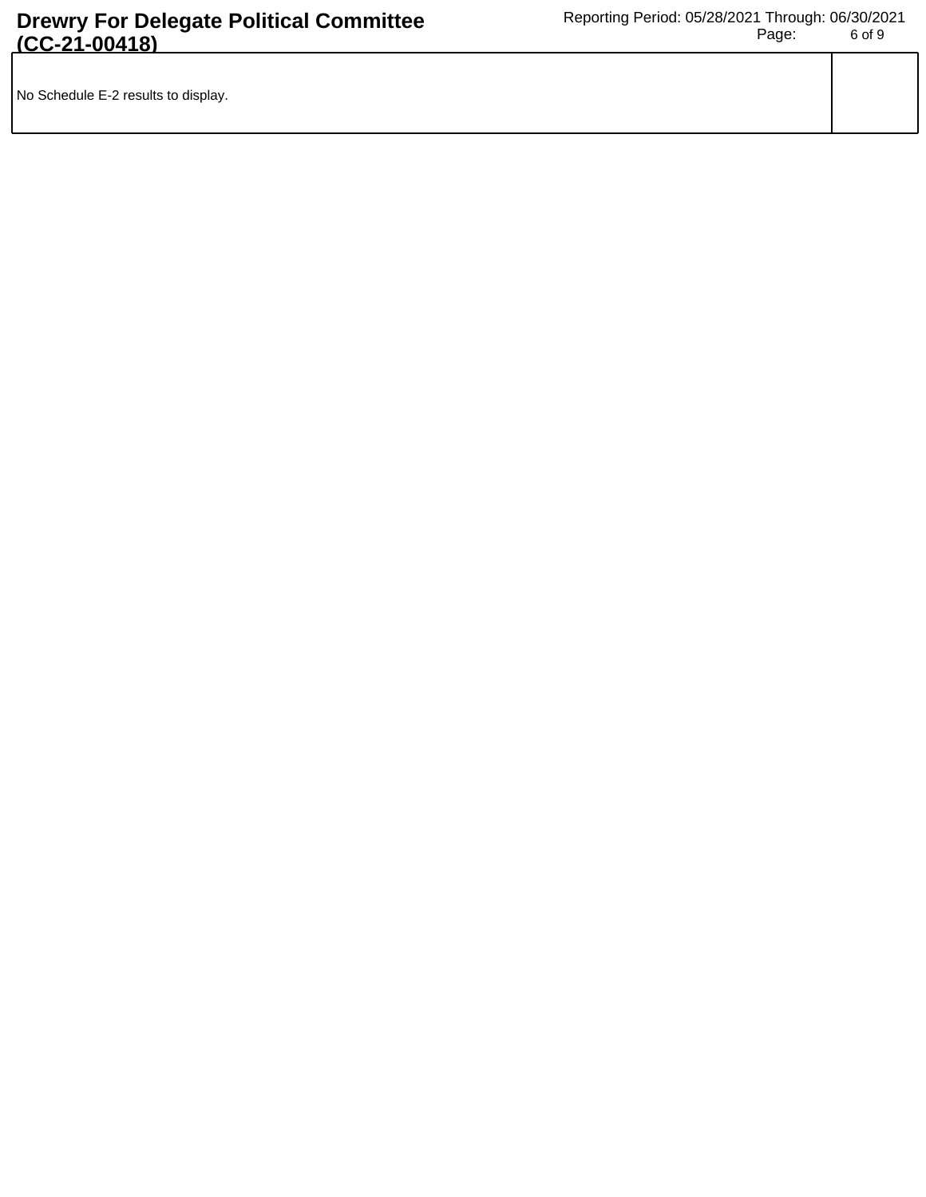No Schedule E-2 results to display.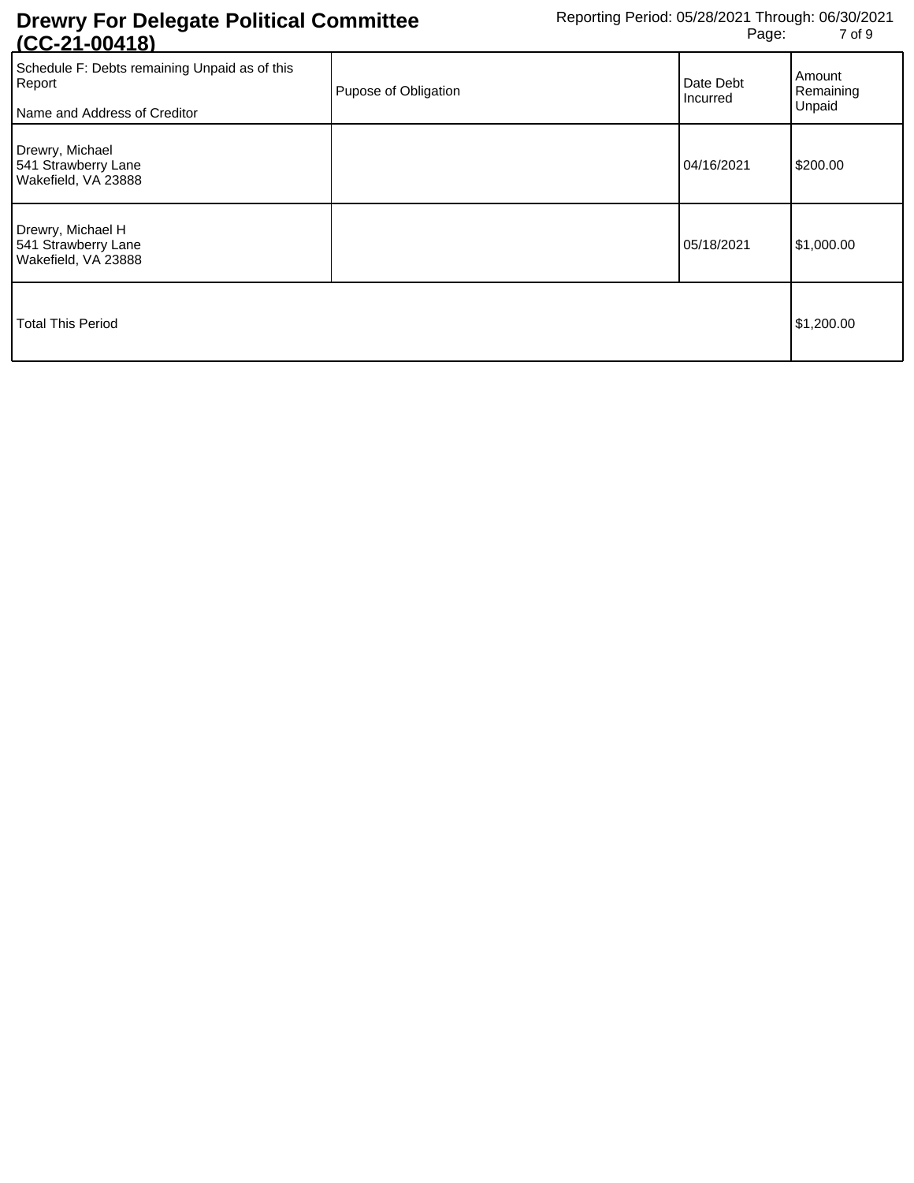# Drewry For Delegate Political Committee (CC-21-00418)

Reporting Period: 05/28/2021 Through: 06/30/2021

| Schedule F: Debts remaining Unpaid as of this Report<br><br>Name and Address of Creditor | Pupose of Obligation | Date Debt Incurred | Amount Remaining Unpaid |
|---|---|---|---|
| Drewry, Michael<br>541 Strawberry Lane<br>Wakefield, VA 23888 | | 04/16/2021 | $200.00 |
| Drewry, Michael H<br>541 Strawberry Lane<br>Wakefield, VA 23888 | | 05/18/2021 | $1,000.00 |
| Total This Period | | | $1,200.00 |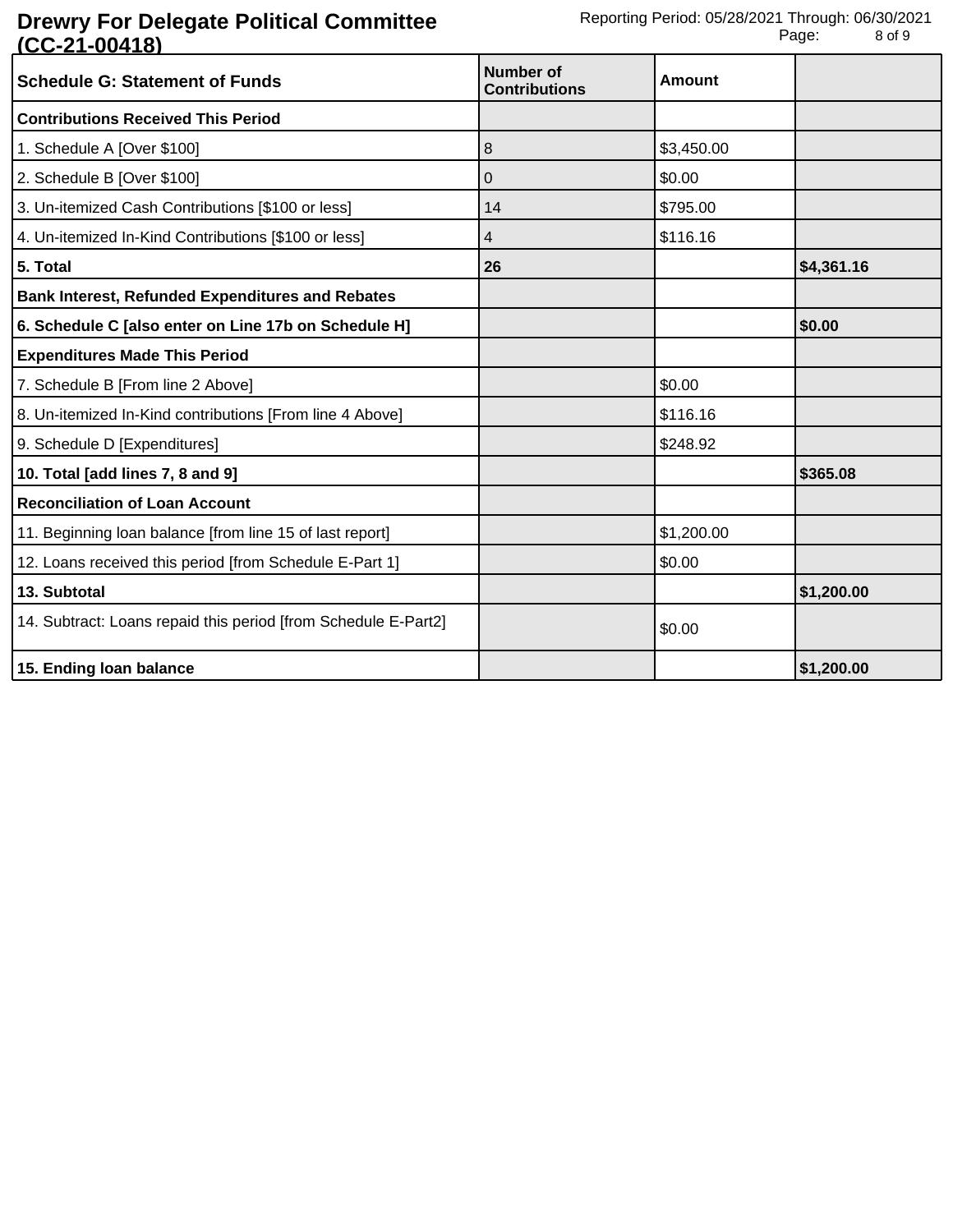## Drewry For Delegate Political Committee (CC-21-00418)

Reporting Period: 05/28/2021 Through: 06/30/2021

| Schedule G: Statement of Funds | Number of Contributions | Amount | |
|---|---|---|---|
| **Contributions Received This Period** | | | |
| 1. Schedule A [Over $100] | 8 | $3,450.00 | |
| 2. Schedule B [Over $100] | 0 | $0.00 | |
| 3. Un-itemized Cash Contributions [$100 or less] | 14 | $795.00 | |
| 4. Un-itemized In-Kind Contributions [$100 or less] | 4 | $116.16 | |
| **5. Total** | **26** | | **$4,361.16** |
| **Bank Interest, Refunded Expenditures and Rebates** | | | |
| **6. Schedule C [also enter on Line 17b on Schedule H]** | | | **$0.00** |
| **Expenditures Made This Period** | | | |
| 7. Schedule B [From line 2 Above] | | $0.00 | |
| 8. Un-itemized In-Kind contributions [From line 4 Above] | | $116.16 | |
| 9. Schedule D [Expenditures] | | $248.92 | |
| **10. Total [add lines 7, 8 and 9]** | | | **$365.08** |
| **Reconciliation of Loan Account** | | | |
| 11. Beginning loan balance [from line 15 of last report] | | $1,200.00 | |
| 12. Loans received this period [from Schedule E-Part 1] | | $0.00 | |
| **13. Subtotal** | | | **$1,200.00** |
| 14. Subtract: Loans repaid this period [from Schedule E-Part2] | | $0.00 | |
| **15. Ending loan balance** | | | **$1,200.00** |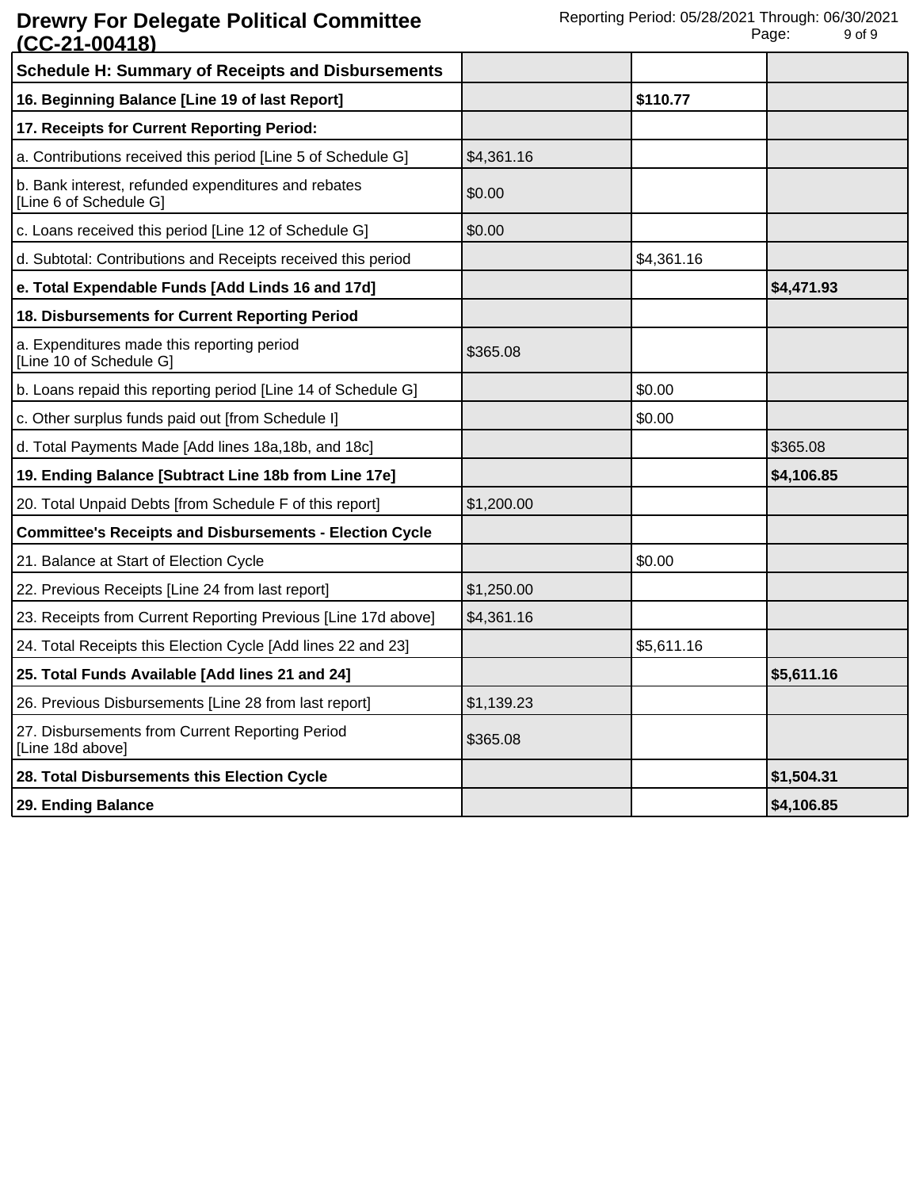**Drewry For Delegate Political Committee (CC-21-00418)**

Reporting Period: 05/28/2021 Through: 06/30/2021

| **Schedule H: Summary of Receipts and Disbursements** | | | |
|---|---|---|---|
| **16. Beginning Balance [Line 19 of last Report]** | | **$110.77** | |
| **17. Receipts for Current Reporting Period:** | | | |
| a. Contributions received this period [Line 5 of Schedule G] | $4,361.16 | | |
| b. Bank interest, refunded expenditures and rebates [Line 6 of Schedule G] | $0.00 | | |
| c. Loans received this period [Line 12 of Schedule G] | $0.00 | | |
| d. Subtotal: Contributions and Receipts received this period | | $4,361.16 | |
| **e. Total Expendable Funds [Add Linds 16 and 17d]** | | | **$4,471.93** |
| **18. Disbursements for Current Reporting Period** | | | |
| a. Expenditures made this reporting period [Line 10 of Schedule G] | $365.08 | | |
| b. Loans repaid this reporting period [Line 14 of Schedule G] | | $0.00 | |
| c. Other surplus funds paid out [from Schedule I] | | $0.00 | |
| d. Total Payments Made [Add lines 18a,18b, and 18c] | | | $365.08 |
| **19. Ending Balance [Subtract Line 18b from Line 17e]** | | | **$4,106.85** |
| 20. Total Unpaid Debts [from Schedule F of this report] | $1,200.00 | | |
| **Committee's Receipts and Disbursements - Election Cycle** | | | |
| 21. Balance at Start of Election Cycle | | $0.00 | |
| 22. Previous Receipts [Line 24 from last report] | $1,250.00 | | |
| 23. Receipts from Current Reporting Previous [Line 17d above] | $4,361.16 | | |
| 24. Total Receipts this Election Cycle [Add lines 22 and 23] | | $5,611.16 | |
| **25. Total Funds Available [Add lines 21 and 24]** | | | **$5,611.16** |
| 26. Previous Disbursements [Line 28 from last report] | $1,139.23 | | |
| 27. Disbursements from Current Reporting Period [Line 18d above] | $365.08 | | |
| **28. Total Disbursements this Election Cycle** | | | **$1,504.31** |
| **29. Ending Balance** | | | **$4,106.85** |